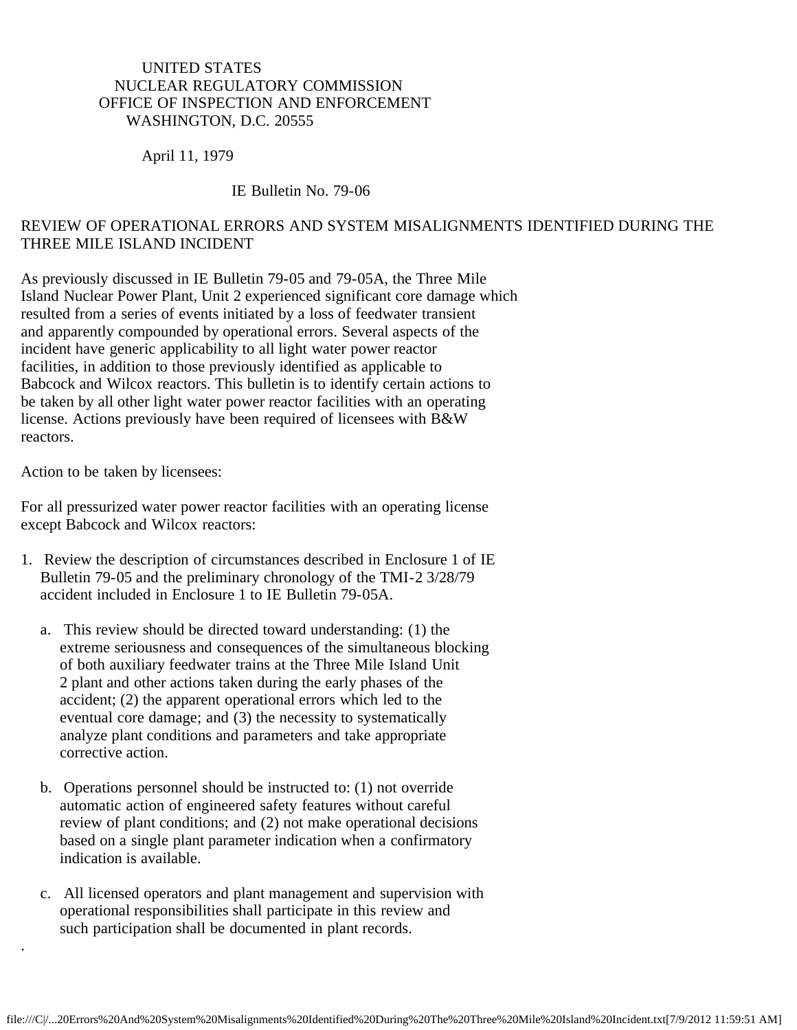UNITED STATES
NUCLEAR REGULATORY COMMISSION
OFFICE OF INSPECTION AND ENFORCEMENT
WASHINGTON, D.C. 20555

April 11, 1979

IE Bulletin No. 79-06

# REVIEW OF OPERATIONAL ERRORS AND SYSTEM MISALIGNMENTS IDENTIFIED DURING THE THREE MILE ISLAND INCIDENT

As previously discussed in IE Bulletin 79-05 and 79-05A, the Three Mile Island Nuclear Power Plant, Unit 2 experienced significant core damage which resulted from a series of events initiated by a loss of feedwater transient and apparently compounded by operational errors. Several aspects of the incident have generic applicability to all light water power reactor facilities, in addition to those previously identified as applicable to Babcock and Wilcox reactors. This bulletin is to identify certain actions to be taken by all other light water power reactor facilities with an operating license. Actions previously have been required of licensees with B&W reactors.

Action to be taken by licensees:

For all pressurized water power reactor facilities with an operating license except Babcock and Wilcox reactors:

1. Review the description of circumstances described in Enclosure 1 of IE Bulletin 79-05 and the preliminary chronology of the TMI-2 3/28/79 accident included in Enclosure 1 to IE Bulletin 79-05A.

   a. This review should be directed toward understanding: (1) the extreme seriousness and consequences of the simultaneous blocking of both auxiliary feedwater trains at the Three Mile Island Unit 2 plant and other actions taken during the early phases of the accident; (2) the apparent operational errors which led to the eventual core damage; and (3) the necessity to systematically analyze plant conditions and parameters and take appropriate corrective action.

   b. Operations personnel should be instructed to: (1) not override automatic action of engineered safety features without careful review of plant conditions; and (2) not make operational decisions based on a single plant parameter indication when a confirmatory indication is available.

   c. All licensed operators and plant management and supervision with operational responsibilities shall participate in this review and such participation shall be documented in plant records.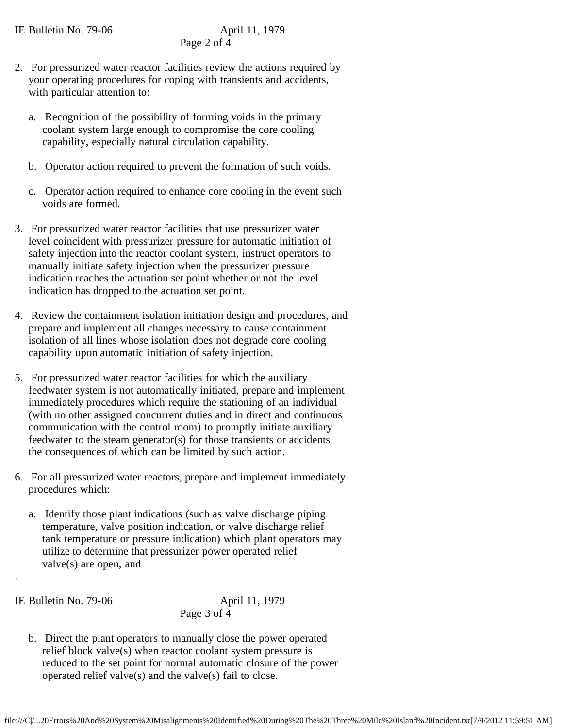2. For pressurized water reactor facilities review the actions required by your operating procedures for coping with transients and accidents, with particular attention to:

   a. Recognition of the possibility of forming voids in the primary coolant system large enough to compromise the core cooling capability, especially natural circulation capability.

   b. Operator action required to prevent the formation of such voids.

   c. Operator action required to enhance core cooling in the event such voids are formed.

3. For pressurized water reactor facilities that use pressurizer water level coincident with pressurizer pressure for automatic initiation of safety injection into the reactor coolant system, instruct operators to manually initiate safety injection when the pressurizer pressure indication reaches the actuation set point whether or not the level indication has dropped to the actuation set point.

4. Review the containment isolation initiation design and procedures, and prepare and implement all changes necessary to cause containment isolation of all lines whose isolation does not degrade core cooling capability upon automatic initiation of safety injection.

5. For pressurized water reactor facilities for which the auxiliary feedwater system is not automatically initiated, prepare and implement immediately procedures which require the stationing of an individual (with no other assigned concurrent duties and in direct and continuous communication with the control room) to promptly initiate auxiliary feedwater to the steam generator(s) for those transients or accidents the consequences of which can be limited by such action.

6. For all pressurized water reactors, prepare and implement immediately procedures which:

   a. Identify those plant indications (such as valve discharge piping temperature, valve position indication, or valve discharge relief tank temperature or pressure indication) which plant operators may utilize to determine that pressurizer power operated relief valve(s) are open, and

   b. Direct the plant operators to manually close the power operated relief block valve(s) when reactor coolant system pressure is reduced to the set point for normal automatic closure of the power operated relief valve(s) and the valve(s) fail to close.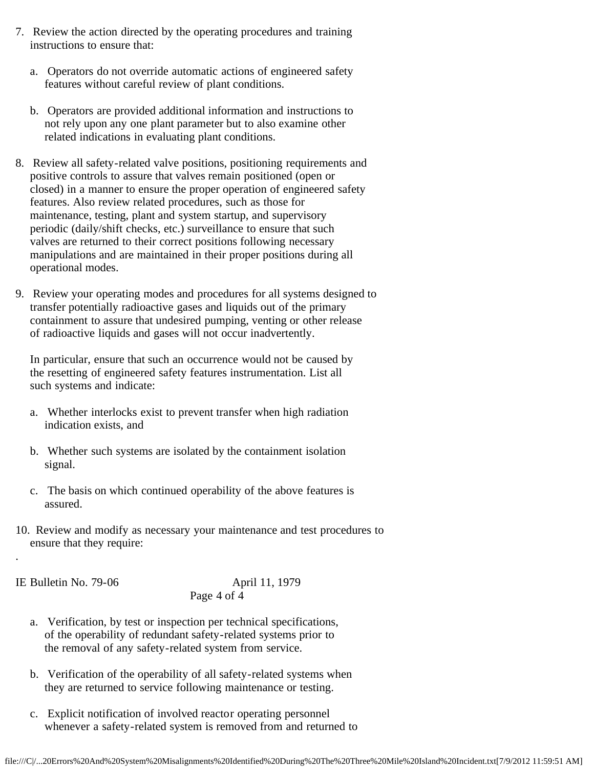7. Review the action directed by the operating procedures and training instructions to ensure that:

   a. Operators do not override automatic actions of engineered safety features without careful review of plant conditions.

   b. Operators are provided additional information and instructions to not rely upon any one plant parameter but to also examine other related indications in evaluating plant conditions.

8. Review all safety-related valve positions, positioning requirements and positive controls to assure that valves remain positioned (open or closed) in a manner to ensure the proper operation of engineered safety features. Also review related procedures, such as those for maintenance, testing, plant and system startup, and supervisory periodic (daily/shift checks, etc.) surveillance to ensure that such valves are returned to their correct positions following necessary manipulations and are maintained in their proper positions during all operational modes.

9. Review your operating modes and procedures for all systems designed to transfer potentially radioactive gases and liquids out of the primary containment to assure that undesired pumping, venting or other release of radioactive liquids and gases will not occur inadvertently.

   In particular, ensure that such an occurrence would not be caused by the resetting of engineered safety features instrumentation. List all such systems and indicate:

   a. Whether interlocks exist to prevent transfer when high radiation indication exists, and

   b. Whether such systems are isolated by the containment isolation signal.

   c. The basis on which continued operability of the above features is assured.

10. Review and modify as necessary your maintenance and test procedures to ensure that they require:

   a. Verification, by test or inspection per technical specifications, of the operability of redundant safety-related systems prior to the removal of any safety-related system from service.

   b. Verification of the operability of all safety-related systems when they are returned to service following maintenance or testing.

   c. Explicit notification of involved reactor operating personnel whenever a safety-related system is removed from and returned to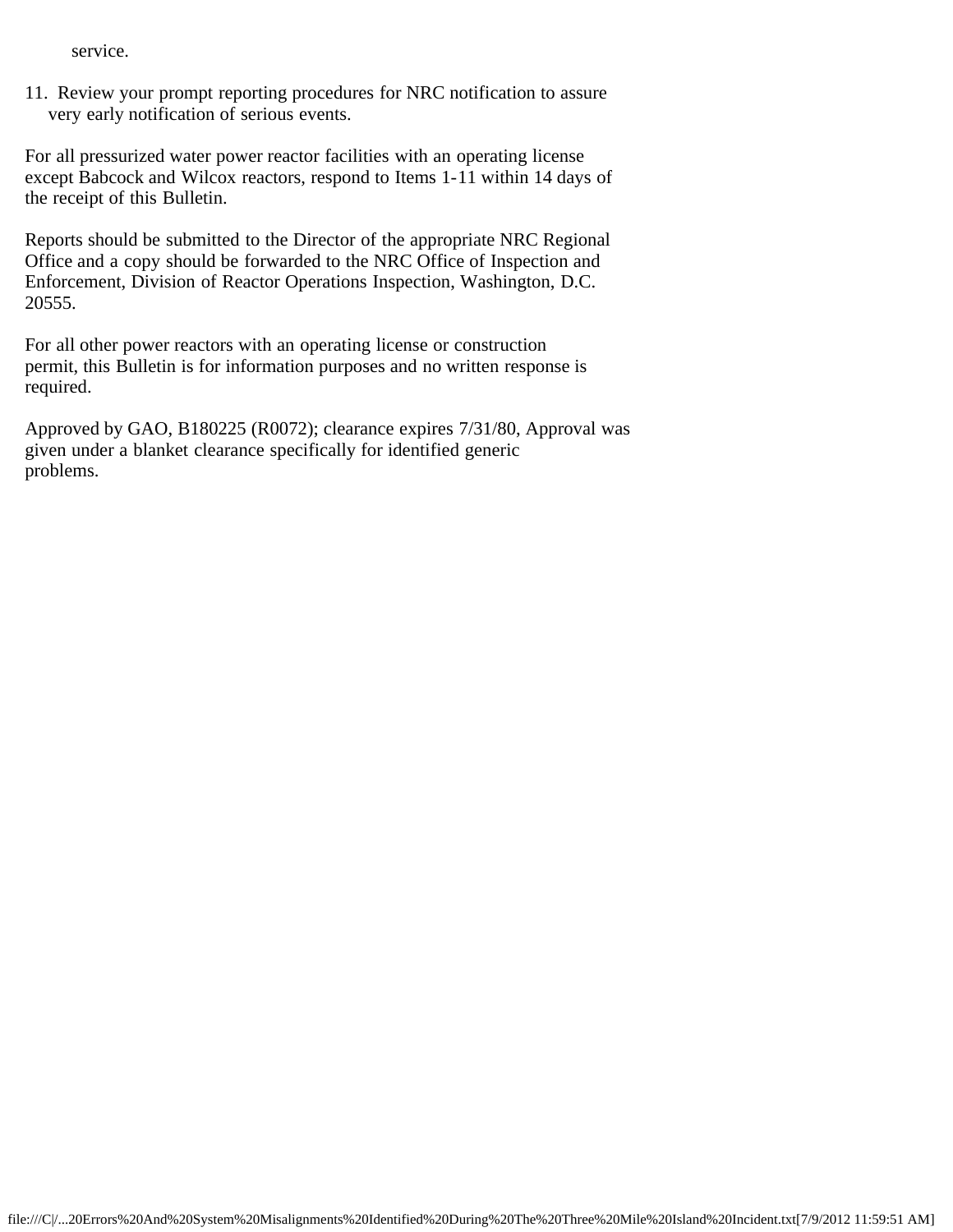service.

11. Review your prompt reporting procedures for NRC notification to assure very early notification of serious events.

For all pressurized water power reactor facilities with an operating license except Babcock and Wilcox reactors, respond to Items 1-11 within 14 days of the receipt of this Bulletin.

Reports should be submitted to the Director of the appropriate NRC Regional Office and a copy should be forwarded to the NRC Office of Inspection and Enforcement, Division of Reactor Operations Inspection, Washington, D.C. 20555.

For all other power reactors with an operating license or construction permit, this Bulletin is for information purposes and no written response is required.

Approved by GAO, B180225 (R0072); clearance expires 7/31/80, Approval was given under a blanket clearance specifically for identified generic problems.